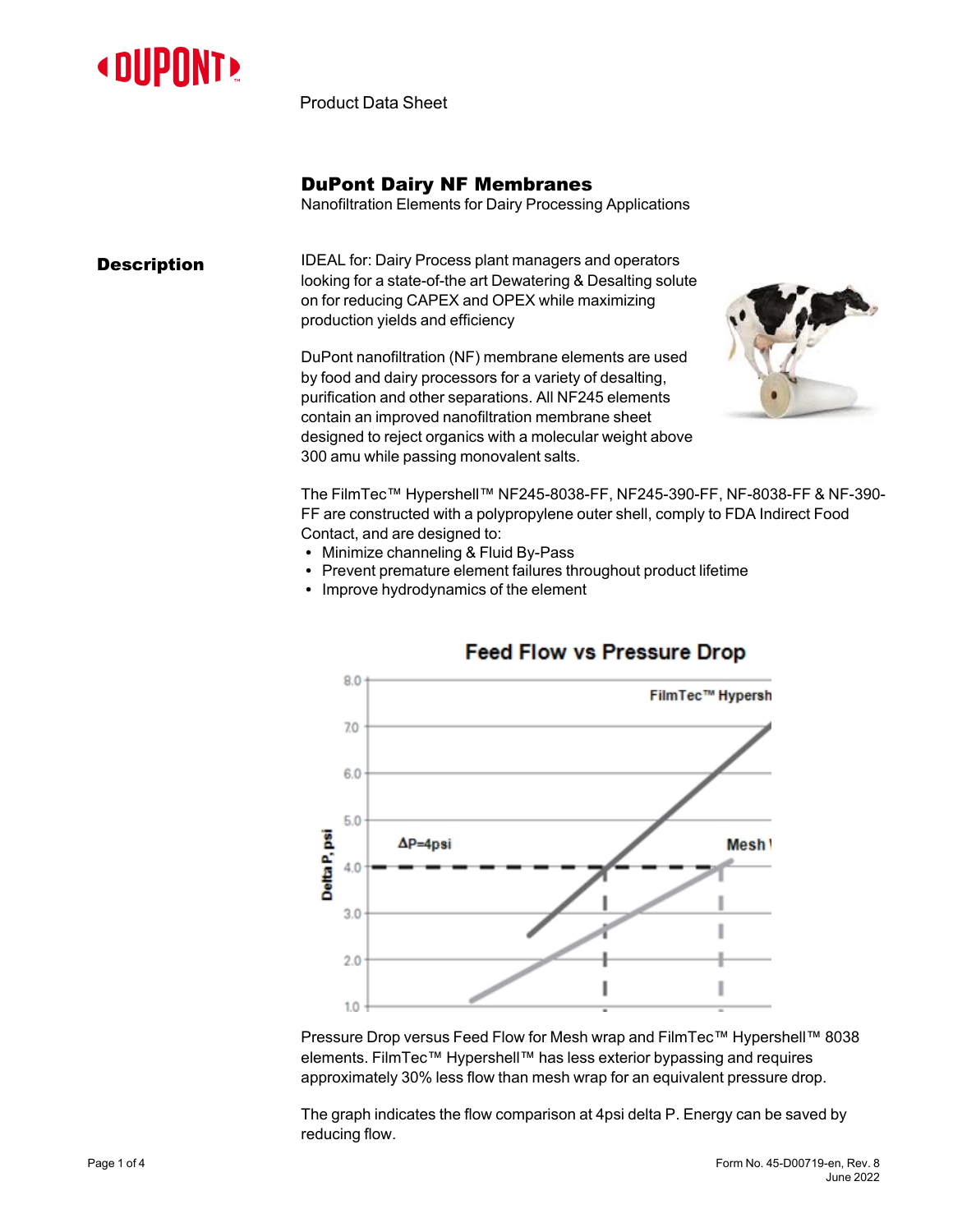Product Data Sheet

# DuPont Dairy NF Membranes

Nanofiltration Elements for Dairy Processing Applications

## Description

IDEAL for: Dairy Process plant managers and operators looking for a state-of-the art Dewatering & Desalting solute on for reducing CAPEX and OPEX while maximizing production yields and efficiency

DuPont nanofiltration (NF) membrane elements are used by food and dairy processors for a variety of desalting, purification and other separations. All NF245 elements contain an improved nanofiltration membrane sheet designed to reject organics with a molecular weight above 300 amu while passing monovalent salts.

The FilmTec™ Hypershell™ NF245-8038-FF, NF245-390-FF, NF-8038-FF & NF-390-FF are constructed with a polypropylene outer shell, comply to FDA Indirect Food Contact, and are designed to:

- Minimize channeling & Fluid By-Pass
- Prevent premature element failures throughout product lifetime
- Improve hydrodynamics of the element

**Feed Flow vs Pressure Drop**

Pressure Drop versus Feed Flow for Mesh wrap and FilmTec™ Hypershell™ 8038 elements. FilmTec™ Hypershell™ has less exterior bypassing and requires approximately 30% less flow than mesh wrap for an equivalent pressure drop.

The graph indicates the flow comparison at 4psi delta P. Energy can be saved by reducing flow.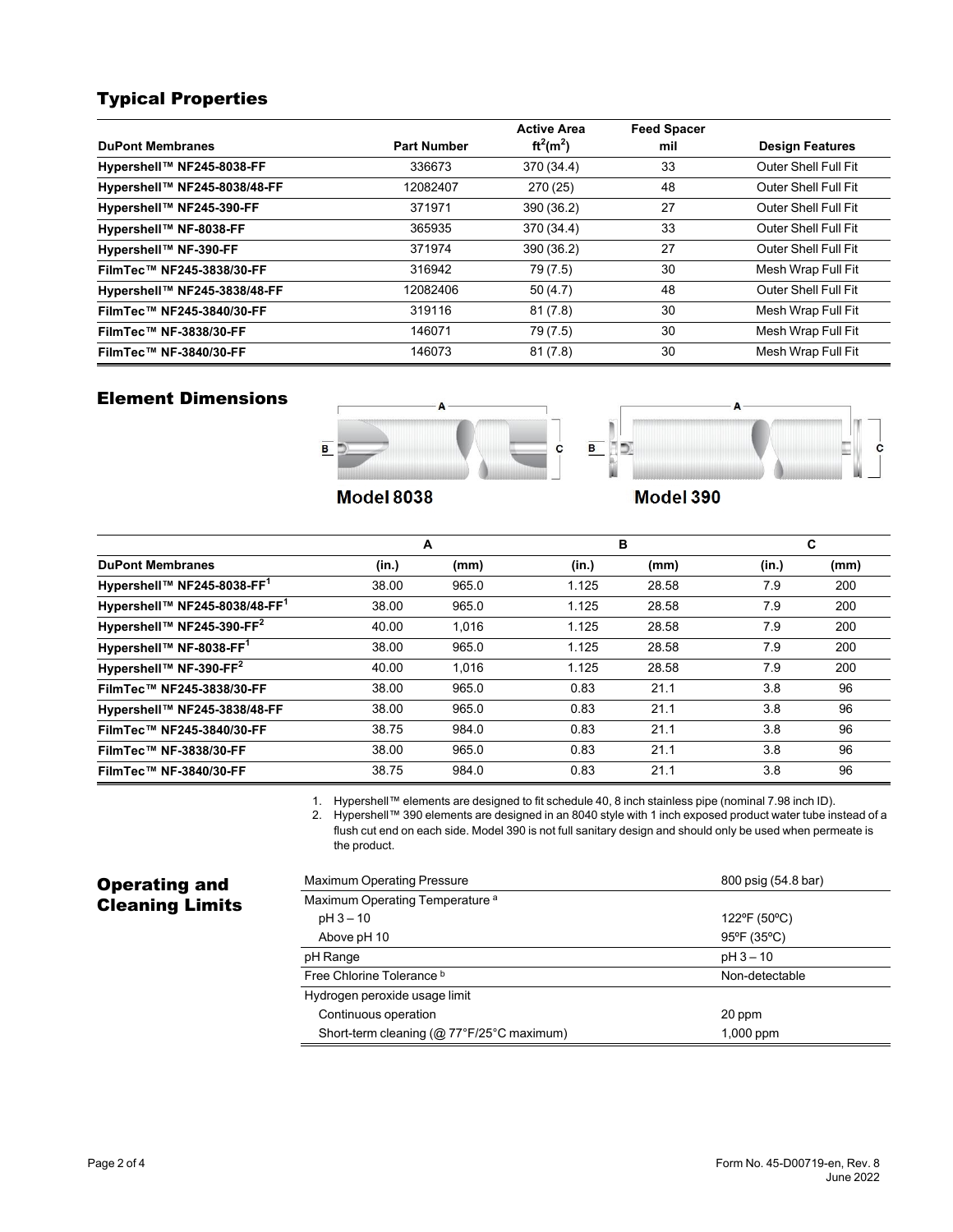## Typical Properties

| DuPont Membranes | Part Number | Active Area ft$^2$(m$^2$) | Feed Spacer mil | Design Features |
|---|---|---|---|---|
| Hypershell™ NF245-8038-FF | 336673 | 370 (34.4) | 33 | Outer Shell Full Fit |
| Hypershell™ NF245-8038/48-FF | 12082407 | 270 (25) | 48 | Outer Shell Full Fit |
| Hypershell™ NF245-390-FF | 371971 | 390 (36.2) | 27 | Outer Shell Full Fit |
| Hypershell™ NF-8038-FF | 365935 | 370 (34.4) | 33 | Outer Shell Full Fit |
| Hypershell™ NF-390-FF | 371974 | 390 (36.2) | 27 | Outer Shell Full Fit |
| FilmTec™ NF245-3838/30-FF | 316942 | 79 (7.5) | 30 | Mesh Wrap Full Fit |
| Hypershell™ NF245-3838/48-FF | 12082406 | 50 (4.7) | 48 | Outer Shell Full Fit |
| FilmTec™ NF245-3840/30-FF | 319116 | 81 (7.8) | 30 | Mesh Wrap Full Fit |
| FilmTec™ NF-3838/30-FF | 146071 | 79 (7.5) | 30 | Mesh Wrap Full Fit |
| FilmTec™ NF-3840/30-FF | 146073 | 81 (7.8) | 30 | Mesh Wrap Full Fit |

## Element Dimensions

Model 8038

Model 390

| | A | | B | | C | |
|---|---|---|---|---|---|---|
| DuPont Membranes | (in.) | (mm) | (in.) | (mm) | (in.) | (mm) |
| Hypershell™ NF245-8038-FF[1] | 38.00 | 965.0 | 1.125 | 28.58 | 7.9 | 200 |
| Hypershell™ NF245-8038/48-FF[1] | 38.00 | 965.0 | 1.125 | 28.58 | 7.9 | 200 |
| Hypershell™ NF245-390-FF[2] | 40.00 | 1,016 | 1.125 | 28.58 | 7.9 | 200 |
| Hypershell™ NF-8038-FF[1] | 38.00 | 965.0 | 1.125 | 28.58 | 7.9 | 200 |
| Hypershell™ NF-390-FF[2] | 40.00 | 1,016 | 1.125 | 28.58 | 7.9 | 200 |
| FilmTec™ NF245-3838/30-FF | 38.00 | 965.0 | 0.83 | 21.1 | 3.8 | 96 |
| Hypershell™ NF245-3838/48-FF | 38.00 | 965.0 | 0.83 | 21.1 | 3.8 | 96 |
| FilmTec™ NF245-3840/30-FF | 38.75 | 984.0 | 0.83 | 21.1 | 3.8 | 96 |
| FilmTec™ NF-3838/30-FF | 38.00 | 965.0 | 0.83 | 21.1 | 3.8 | 96 |
| FilmTec™ NF-3840/30-FF | 38.75 | 984.0 | 0.83 | 21.1 | 3.8 | 96 |

1. Hypershell™ elements are designed to fit schedule 40, 8 inch stainless pipe (nominal 7.98 inch ID).
2. Hypershell™ 390 elements are designed in an 8040 style with 1 inch exposed product water tube instead of a flush cut end on each side. Model 390 is not full sanitary design and should only be used when permeate is the product.

## Operating and Cleaning Limits

| | |
|---|---|
| Maximum Operating Pressure | 800 psig (54.8 bar) |
| Maximum Operating Temperature [a] | |
| pH 3 – 10 | 122ºF (50ºC) |
| Above pH 10 | 95ºF (35ºC) |
| pH Range | pH 3 – 10 |
| Free Chlorine Tolerance [b] | Non-detectable |
| Hydrogen peroxide usage limit | |
| Continuous operation | 20 ppm |
| Short-term cleaning (@ 77°F/25°C maximum) | 1,000 ppm |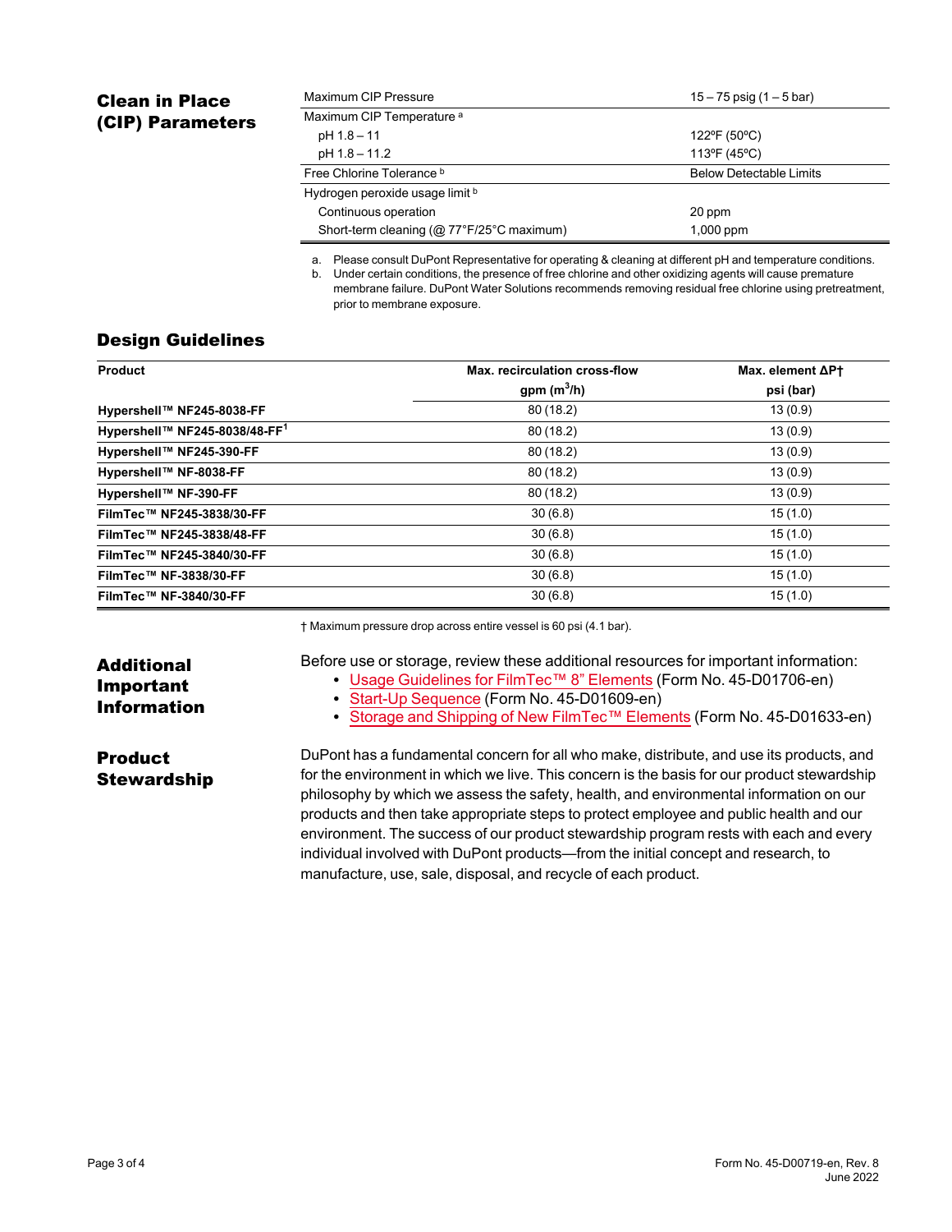## Clean in Place (CIP) Parameters

| | |
|---|---|
| Maximum CIP Pressure | 15 – 75 psig (1 – 5 bar) |
| Maximum CIP Temperature [a] | |
| pH 1.8 – 11 | 122ºF (50ºC) |
| pH 1.8 – 11.2 | 113ºF (45ºC) |
| Free Chlorine Tolerance [b] | Below Detectable Limits |
| Hydrogen peroxide usage limit [b] | |
| Continuous operation | 20 ppm |
| Short-term cleaning (@ 77°F/25°C maximum) | 1,000 ppm |

a. Please consult DuPont Representative for operating & cleaning at different pH and temperature conditions.
b. Under certain conditions, the presence of free chlorine and other oxidizing agents will cause premature membrane failure. DuPont Water Solutions recommends removing residual free chlorine using pretreatment, prior to membrane exposure.

## Design Guidelines

| Product | Max. recirculation cross-flow gpm ($m^3$/h) | Max. element ΔP† psi (bar) |
|---|---|---|
| **Hypershell™ NF245-8038-FF** | 80 (18.2) | 13 (0.9) |
| **Hypershell™ NF245-8038/48-FF[1]** | 80 (18.2) | 13 (0.9) |
| **Hypershell™ NF245-390-FF** | 80 (18.2) | 13 (0.9) |
| **Hypershell™ NF-8038-FF** | 80 (18.2) | 13 (0.9) |
| **Hypershell™ NF-390-FF** | 80 (18.2) | 13 (0.9) |
| **FilmTec™ NF245-3838/30-FF** | 30 (6.8) | 15 (1.0) |
| **FilmTec™ NF245-3838/48-FF** | 30 (6.8) | 15 (1.0) |
| **FilmTec™ NF245-3840/30-FF** | 30 (6.8) | 15 (1.0) |
| **FilmTec™ NF-3838/30-FF** | 30 (6.8) | 15 (1.0) |
| **FilmTec™ NF-3840/30-FF** | 30 (6.8) | 15 (1.0) |

† Maximum pressure drop across entire vessel is 60 psi (4.1 bar).

## Additional Important Information

Before use or storage, review these additional resources for important information:

- Usage Guidelines for FilmTec™ 8" Elements (Form No. 45-D01706-en)
- Start-Up Sequence (Form No. 45-D01609-en)
- Storage and Shipping of New FilmTec™ Elements (Form No. 45-D01633-en)

## Product Stewardship

DuPont has a fundamental concern for all who make, distribute, and use its products, and for the environment in which we live. This concern is the basis for our product stewardship philosophy by which we assess the safety, health, and environmental information on our products and then take appropriate steps to protect employee and public health and our environment. The success of our product stewardship program rests with each and every individual involved with DuPont products—from the initial concept and research, to manufacture, use, sale, disposal, and recycle of each product.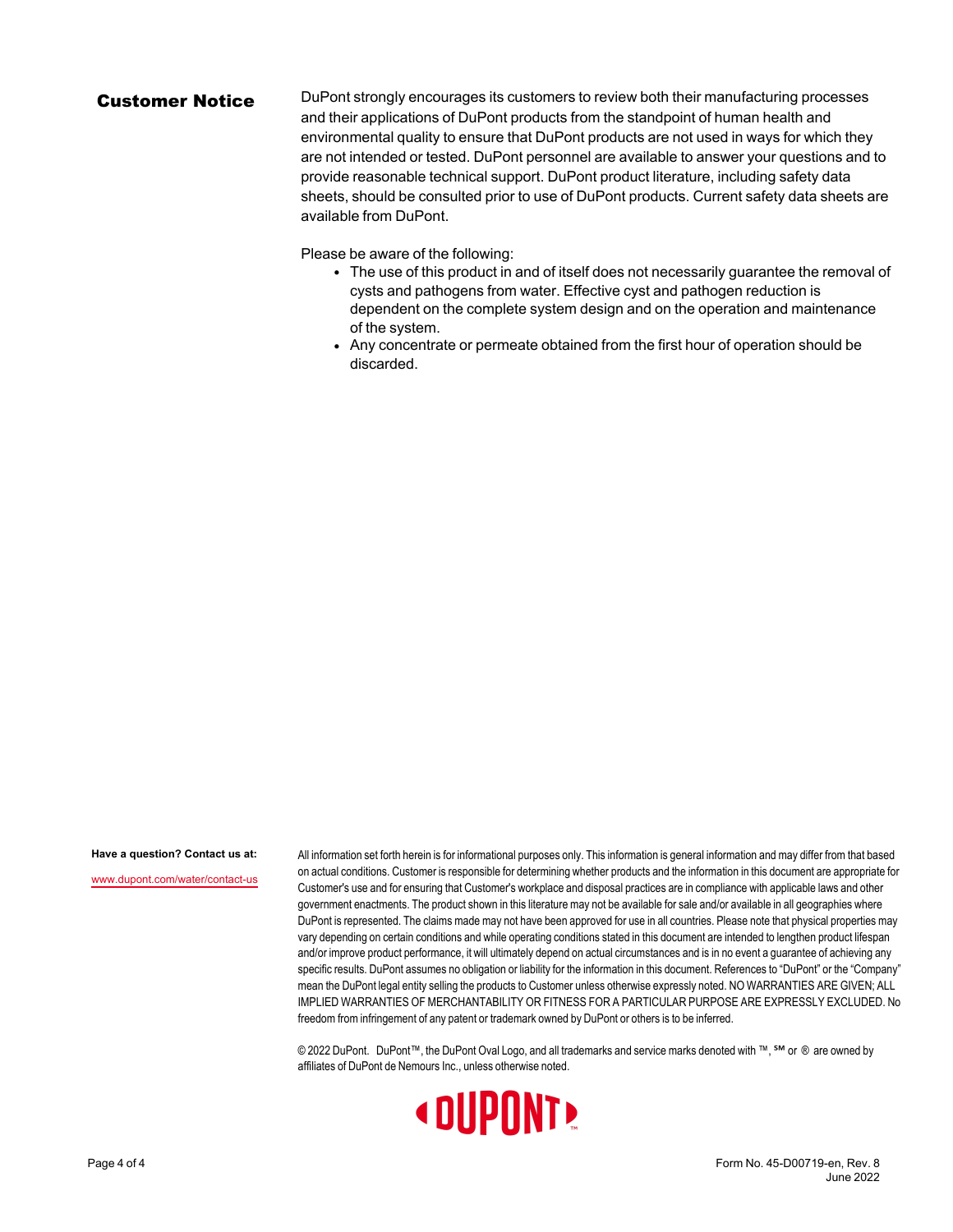## Customer Notice

DuPont strongly encourages its customers to review both their manufacturing processes and their applications of DuPont products from the standpoint of human health and environmental quality to ensure that DuPont products are not used in ways for which they are not intended or tested. DuPont personnel are available to answer your questions and to provide reasonable technical support. DuPont product literature, including safety data sheets, should be consulted prior to use of DuPont products. Current safety data sheets are available from DuPont.

Please be aware of the following:

- The use of this product in and of itself does not necessarily guarantee the removal of cysts and pathogens from water. Effective cyst and pathogen reduction is dependent on the complete system design and on the operation and maintenance of the system.
- Any concentrate or permeate obtained from the first hour of operation should be discarded.

**Have a question? Contact us at:**

www.dupont.com/water/contact-us

All information set forth herein is for informational purposes only. This information is general information and may differ from that based on actual conditions. Customer is responsible for determining whether products and the information in this document are appropriate for Customer's use and for ensuring that Customer's workplace and disposal practices are in compliance with applicable laws and other government enactments. The product shown in this literature may not be available for sale and/or available in all geographies where DuPont is represented. The claims made may not have been approved for use in all countries. Please note that physical properties may vary depending on certain conditions and while operating conditions stated in this document are intended to lengthen product lifespan and/or improve product performance, it will ultimately depend on actual circumstances and is in no event a guarantee of achieving any specific results. DuPont assumes no obligation or liability for the information in this document. References to "DuPont" or the "Company" mean the DuPont legal entity selling the products to Customer unless otherwise expressly noted. NO WARRANTIES ARE GIVEN; ALL IMPLIED WARRANTIES OF MERCHANTABILITY OR FITNESS FOR A PARTICULAR PURPOSE ARE EXPRESSLY EXCLUDED. No freedom from infringement of any patent or trademark owned by DuPont or others is to be inferred.

© 2022 DuPont. DuPont™, the DuPont Oval Logo, and all trademarks and service marks denoted with ™, ℠ or ® are owned by affiliates of DuPont de Nemours Inc., unless otherwise noted.

Form No. 45-D00719-en, Rev. 8
June 2022